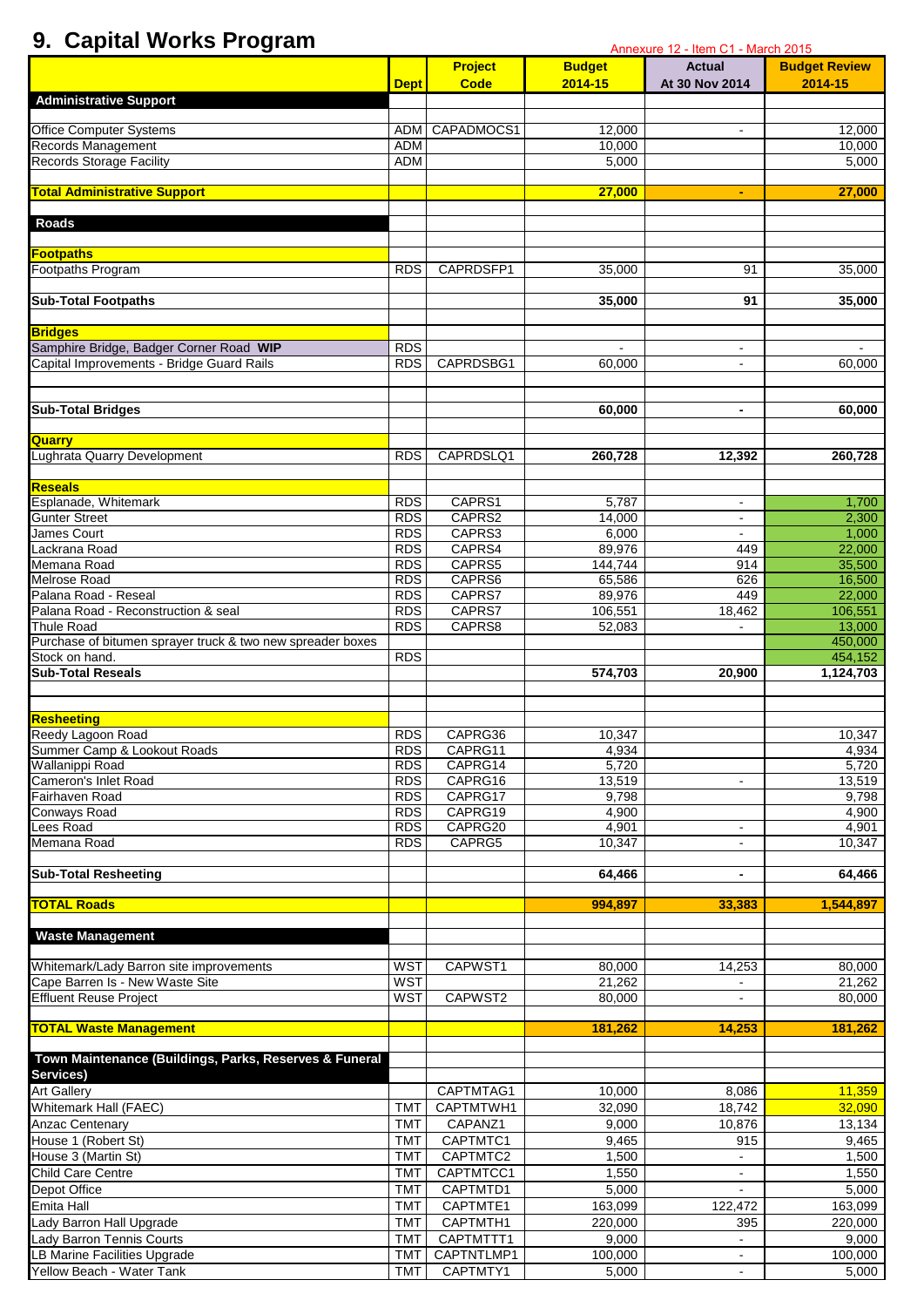# 9. Capital Works Program

Annexure 12 - Item C1 - March 2015

| | Dept | Project Code | Budget 2014-15 | Actual At 30 Nov 2014 | Budget Review 2014-15 |
|---|---|---|---|---|---|
| **Administrative Support** | | | | | |
| Office Computer Systems | ADM | CAPADMOCS1 | 12,000 | - | 12,000 |
| Records Management | ADM | | 10,000 | | 10,000 |
| Records Storage Facility | ADM | | 5,000 | | 5,000 |
| **Total Administrative Support** | | | **27,000** | **-** | **27,000** |
| **Roads** | | | | | |
| **Footpaths** | | | | | |
| Footpaths Program | RDS | CAPRDSFP1 | 35,000 | 91 | 35,000 |
| **Sub-Total Footpaths** | | | **35,000** | **91** | **35,000** |
| **Bridges** | | | | | |
| Samphire Bridge, Badger Corner Road **WIP** | RDS | | - | - | - |
| Capital Improvements - Bridge Guard Rails | RDS | CAPRDSBG1 | 60,000 | - | 60,000 |
| **Sub-Total Bridges** | | | **60,000** | **-** | **60,000** |
| **Quarry** | | | | | |
| Lughrata Quarry Development | RDS | CAPRDSLQ1 | **260,728** | **12,392** | **260,728** |
| **Reseals** | | | | | |
| Esplanade, Whitemark | RDS | CAPRS1 | 5,787 | - | 1,700 |
| Gunter Street | RDS | CAPRS2 | 14,000 | - | 2,300 |
| James Court | RDS | CAPRS3 | 6,000 | - | 1,000 |
| Lackrana Road | RDS | CAPRS4 | 89,976 | 449 | 22,000 |
| Memana Road | RDS | CAPRS5 | 144,744 | 914 | 35,500 |
| Melrose Road | RDS | CAPRS6 | 65,586 | 626 | 16,500 |
| Palana Road - Reseal | RDS | CAPRS7 | 89,976 | 449 | 22,000 |
| Palana Road - Reconstruction & seal | RDS | CAPRS7 | 106,551 | 18,462 | 106,551 |
| Thule Road | RDS | CAPRS8 | 52,083 | - | 13,000 |
| Purchase of bitumen sprayer truck & two new spreader boxes | | | | | 450,000 |
| Stock on hand. | RDS | | | | 454,152 |
| **Sub-Total Reseals** | | | **574,703** | **20,900** | **1,124,703** |
| **Resheeting** | | | | | |
| Reedy Lagoon Road | RDS | CAPRG36 | 10,347 | | 10,347 |
| Summer Camp & Lookout Roads | RDS | CAPRG11 | 4,934 | | 4,934 |
| Wallanippi Road | RDS | CAPRG14 | 5,720 | | 5,720 |
| Cameron's Inlet Road | RDS | CAPRG16 | 13,519 | - | 13,519 |
| Fairhaven Road | RDS | CAPRG17 | 9,798 | | 9,798 |
| Conways Road | RDS | CAPRG19 | 4,900 | | 4,900 |
| Lees Road | RDS | CAPRG20 | 4,901 | - | 4,901 |
| Memana Road | RDS | CAPRG5 | 10,347 | - | 10,347 |
| **Sub-Total Resheeting** | | | **64,466** | **-** | **64,466** |
| **TOTAL Roads** | | | **994,897** | **33,383** | **1,544,897** |
| **Waste Management** | | | | | |
| Whitemark/Lady Barron site improvements | WST | CAPWST1 | 80,000 | 14,253 | 80,000 |
| Cape Barren Is - New Waste Site | WST | | 21,262 | - | 21,262 |
| Effluent Reuse Project | WST | CAPWST2 | 80,000 | - | 80,000 |
| **TOTAL Waste Management** | | | **181,262** | **14,253** | **181,262** |
| **Town Maintenance (Buildings, Parks, Reserves & Funeral Services)** | | | | | |
| Art Gallery | | CAPTMTAG1 | 10,000 | 8,086 | 11,359 |
| Whitemark Hall (FAEC) | TMT | CAPTMTWH1 | 32,090 | 18,742 | 32,090 |
| Anzac Centenary | TMT | CAPANZ1 | 9,000 | 10,876 | 13,134 |
| House 1 (Robert St) | TMT | CAPTMTC1 | 9,465 | 915 | 9,465 |
| House 3 (Martin St) | TMT | CAPTMTC2 | 1,500 | - | 1,500 |
| Child Care Centre | TMT | CAPTMTCC1 | 1,550 | - | 1,550 |
| Depot Office | TMT | CAPTMTD1 | 5,000 | - | 5,000 |
| Emita Hall | TMT | CAPTMTE1 | 163,099 | 122,472 | 163,099 |
| Lady Barron Hall Upgrade | TMT | CAPTMTH1 | 220,000 | 395 | 220,000 |
| Lady Barron Tennis Courts | TMT | CAPTMTTT1 | 9,000 | - | 9,000 |
| LB Marine Facilities Upgrade | TMT | CAPTNTLMP1 | 100,000 | - | 100,000 |
| Yellow Beach - Water Tank | TMT | CAPTMTY1 | 5,000 | - | 5,000 |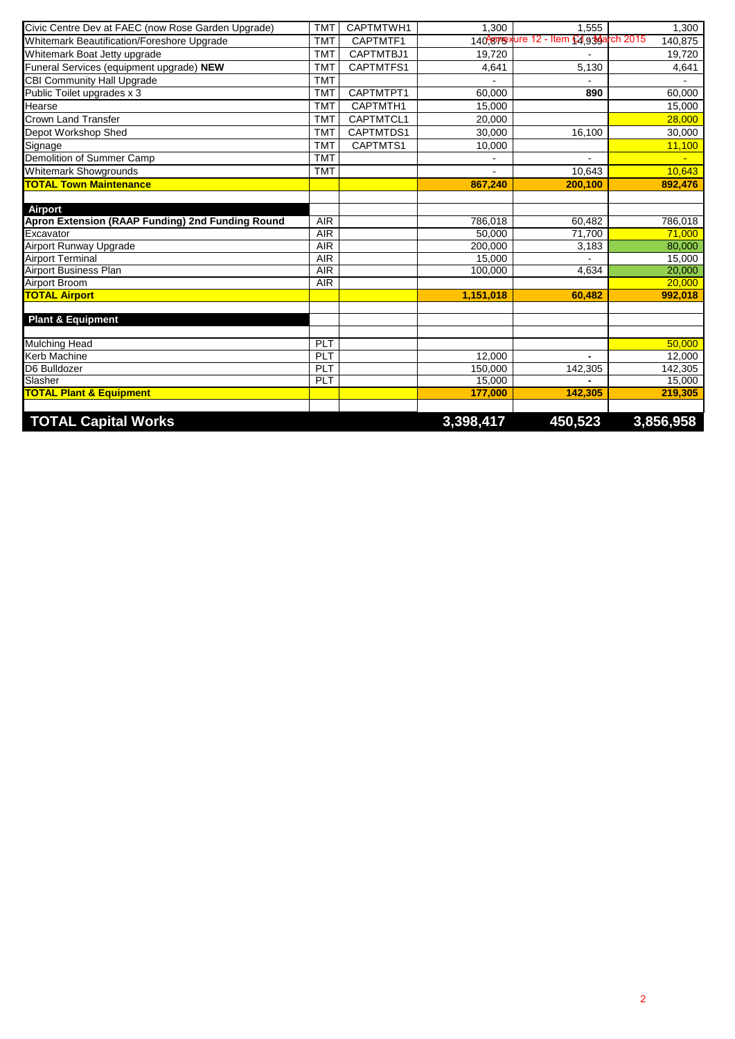Annexure 12 - Item 24 - March 2015

| | | | | | |
|---|---|---|---|---|---|
| Civic Centre Dev at FAEC (now Rose Garden Upgrade) | TMT | CAPTMTWH1 | 1,300 | 1,555 | 1,300 |
| Whitemark Beautification/Foreshore Upgrade | TMT | CAPTMTF1 | 140,875 | 14,939 | 140,875 |
| Whitemark Boat Jetty upgrade | TMT | CAPTMTBJ1 | 19,720 | - | 19,720 |
| Funeral Services (equipment upgrade) **NEW** | TMT | CAPTMTFS1 | 4,641 | 5,130 | 4,641 |
| CBI Community Hall Upgrade | TMT | | - | - | - |
| Public Toilet upgrades x 3 | TMT | CAPTMTPT1 | 60,000 | **890** | 60,000 |
| Hearse | TMT | CAPTMTH1 | 15,000 | | 15,000 |
| Crown Land Transfer | TMT | CAPTMTCL1 | 20,000 | | 28,000 |
| Depot Workshop Shed | TMT | CAPTMTDS1 | 30,000 | 16,100 | 30,000 |
| Signage | TMT | CAPTMTS1 | 10,000 | | 11,100 |
| Demolition of Summer Camp | TMT | | - | - | - |
| Whitemark Showgrounds | TMT | | - | 10,643 | 10,643 |
| **TOTAL Town Maintenance** | | | **867,240** | **200,100** | **892,476** |
| | | | | | |
| **Airport** | | | | | |
| **Apron Extension (RAAP Funding) 2nd Funding Round** | AIR | | 786,018 | 60,482 | 786,018 |
| Excavator | AIR | | 50,000 | 71,700 | 71,000 |
| Airport Runway Upgrade | AIR | | 200,000 | 3,183 | 80,000 |
| Airport Terminal | AIR | | 15,000 | - | 15,000 |
| Airport Business Plan | AIR | | 100,000 | 4,634 | 20,000 |
| Airport Broom | AIR | | | | 20,000 |
| **TOTAL Airport** | | | **1,151,018** | **60,482** | **992,018** |
| | | | | | |
| **Plant & Equipment** | | | | | |
| | | | | | |
| Mulching Head | PLT | | | | 50,000 |
| Kerb Machine | PLT | | 12,000 | **-** | 12,000 |
| D6 Bulldozer | PLT | | 150,000 | 142,305 | 142,305 |
| Slasher | PLT | | 15,000 | **-** | 15,000 |
| **TOTAL Plant & Equipment** | | | **177,000** | **142,305** | **219,305** |
| | | | | | |
| **TOTAL Capital Works** | | | **3,398,417** | **450,523** | **3,856,958** |